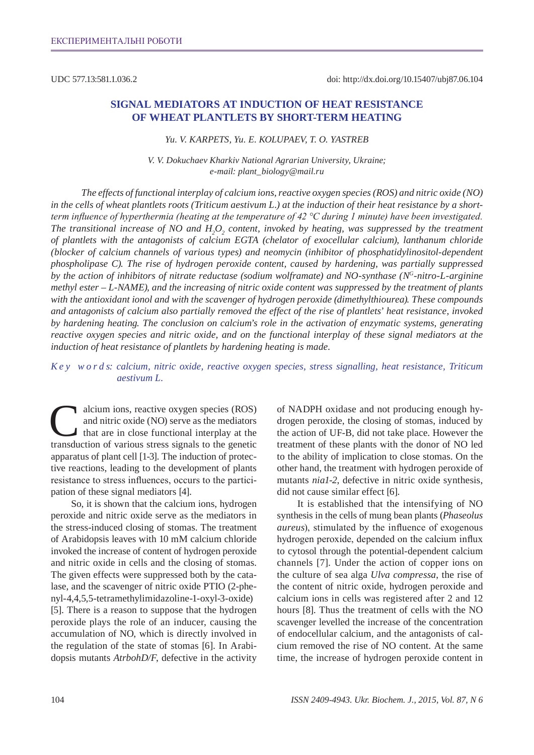UDC 577.13:581.1.036.2

doi: http://dx.doi.org/10.15407/ubj87.06.104

# SIGNAL MEDIATORS AT INDUCTION OF HEAT RESISTANCE OF WHEAT PLANTLETS BY SHORT-TERM HEATING

*Yu. V. KARPETS, Yu. E. KOLUPAEV, T. O. YASTREB*

*V. V. Dokuchaev Kharkiv National Agrarian University, Ukraine;*
*e-mail: plant_biology@mail.ru*

*The effects of functional interplay of calcium ions, reactive oxygen species (ROS) and nitric oxide (NO) in the cells of wheat plantlets roots (Triticum aestivum L.) at the induction of their heat resistance by a short-term influence of hyperthermia (heating at the temperature of 42 °C during 1 minute) have been investigated. The transitional increase of NO and $H_2O_2$ content, invoked by heating, was suppressed by the treatment of plantlets with the antagonists of calcium EGTA (chelator of exocellular calcium), lanthanum chloride (blocker of calcium channels of various types) and neomycin (inhibitor of phosphatidylinositol-dependent phospholipase C). The rise of hydrogen peroxide content, caused by hardening, was partially suppressed by the action of inhibitors of nitrate reductase (sodium wolframate) and NO-synthase ($N^G$-nitro-L-arginine methyl ester – L-NAME), and the increasing of nitric oxide content was suppressed by the treatment of plants with the antioxidant ionol and with the scavenger of hydrogen peroxide (dimethylthiourea). These compounds and antagonists of calcium also partially removed the effect of the rise of plantlets' heat resistance, invoked by hardening heating. The conclusion on calcium's role in the activation of enzymatic systems, generating reactive oxygen species and nitric oxide, and on the functional interplay of these signal mediators at the induction of heat resistance of plantlets by hardening heating is made.*

*K e y   w o r d s: calcium, nitric oxide, reactive oxygen species, stress signalling, heat resistance, Triticum aestivum L.*

Calcium ions, reactive oxygen species (ROS) and nitric oxide (NO) serve as the mediators that are in close functional interplay at the transduction of various stress signals to the genetic apparatus of plant cell [1-3]. The induction of protective reactions, leading to the development of plants resistance to stress influences, occurs to the participation of these signal mediators [4].

So, it is shown that the calcium ions, hydrogen peroxide and nitric oxide serve as the mediators in the stress-induced closing of stomas. The treatment of Arabidopsis leaves with 10 mM calcium chloride invoked the increase of content of hydrogen peroxide and nitric oxide in cells and the closing of stomas. The given effects were suppressed both by the catalase, and the scavenger of nitric oxide PTIO (2-phenyl-4,4,5,5-tetramethylimidazoline-1-oxyl-3-oxide) [5]. There is a reason to suppose that the hydrogen peroxide plays the role of an inducer, causing the accumulation of NO, which is directly involved in the regulation of the state of stomas [6]. In Arabidopsis mutants *AtrbohD/F*, defective in the activity of NADPH oxidase and not producing enough hydrogen peroxide, the closing of stomas, induced by the action of UF-B, did not take place. However the treatment of these plants with the donor of NO led to the ability of implication to close stomas. On the other hand, the treatment with hydrogen peroxide of mutants *nia1-2*, defective in nitric oxide synthesis, did not cause similar effect [6].

It is established that the intensifying of NO synthesis in the cells of mung bean plants (*Phaseolus aureus*), stimulated by the influence of exogenous hydrogen peroxide, depended on the calcium influx to cytosol through the potential-dependent calcium channels [7]. Under the action of copper ions on the culture of sea alga *Ulva compressa*, the rise of the content of nitric oxide, hydrogen peroxide and calcium ions in cells was registered after 2 and 12 hours [8]. Thus the treatment of cells with the NO scavenger levelled the increase of the concentration of endocellular calcium, and the antagonists of calcium removed the rise of NO content. At the same time, the increase of hydrogen peroxide content in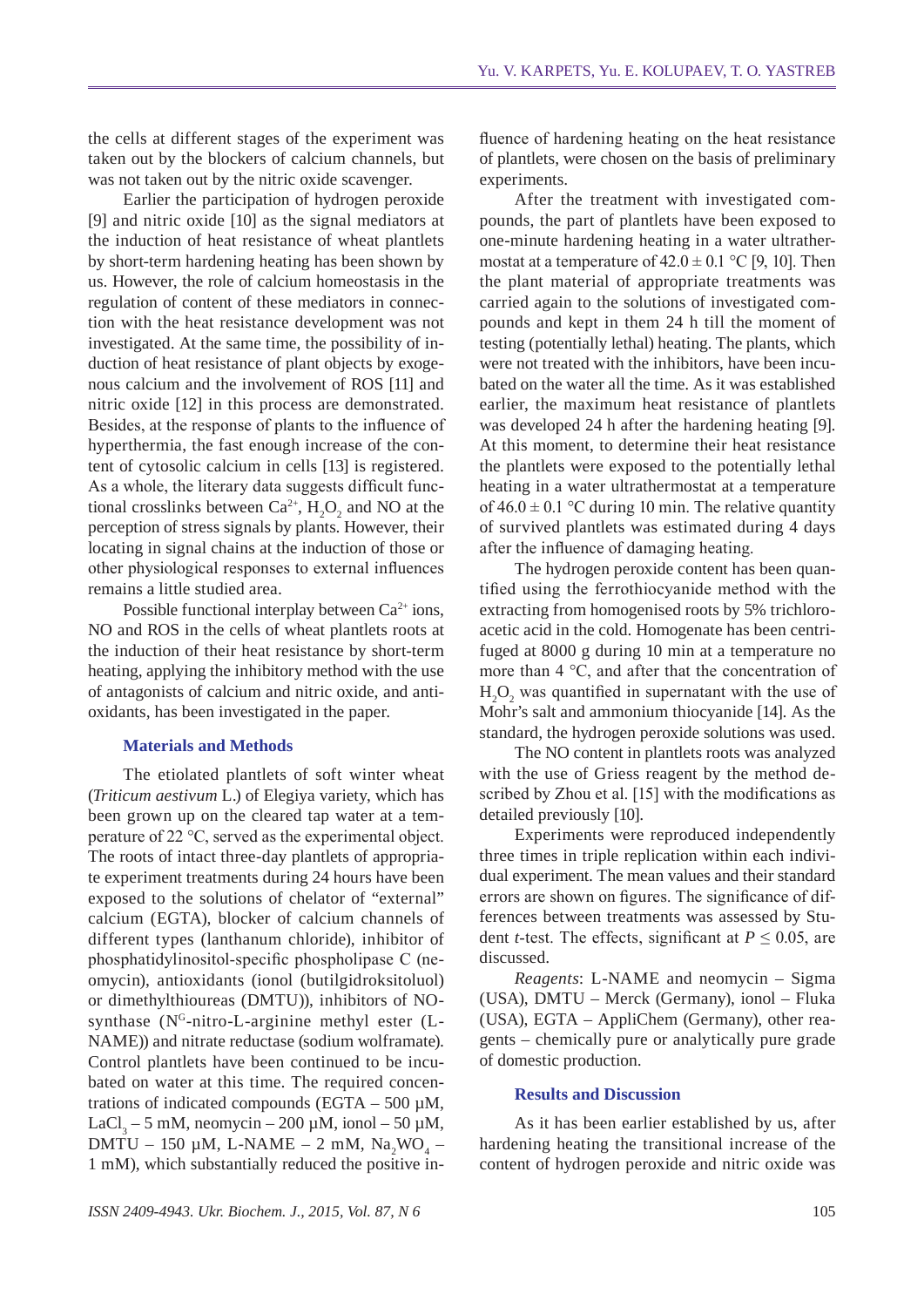the cells at different stages of the experiment was taken out by the blockers of calcium channels, but was not taken out by the nitric oxide scavenger.

Earlier the participation of hydrogen peroxide [9] and nitric oxide [10] as the signal mediators at the induction of heat resistance of wheat plantlets by short-term hardening heating has been shown by us. However, the role of calcium homeostasis in the regulation of content of these mediators in connection with the heat resistance development was not investigated. At the same time, the possibility of induction of heat resistance of plant objects by exogenous calcium and the involvement of ROS [11] and nitric oxide [12] in this process are demonstrated. Besides, at the response of plants to the influence of hyperthermia, the fast enough increase of the content of cytosolic calcium in cells [13] is registered. As a whole, the literary data suggests difficult functional crosslinks between $Ca^{2+}$, $H_2O_2$ and NO at the perception of stress signals by plants. However, their locating in signal chains at the induction of those or other physiological responses to external influences remains a little studied area.

Possible functional interplay between $Ca^{2+}$ ions, NO and ROS in the cells of wheat plantlets roots at the induction of their heat resistance by short-term heating, applying the inhibitory method with the use of antagonists of calcium and nitric oxide, and antioxidants, has been investigated in the paper.

## Materials and Methods

The etiolated plantlets of soft winter wheat (*Triticum aestivum* L.) of Elegiya variety, which has been grown up on the cleared tap water at a temperature of 22 °C, served as the experimental object. The roots of intact three-day plantlets of appropriate experiment treatments during 24 hours have been exposed to the solutions of chelator of "external" calcium (EGTA), blocker of calcium channels of different types (lanthanum chloride), inhibitor of phosphatidylinositol-specific phospholipase C (neomycin), antioxidants (ionol (butilgidroksitoluol) or dimethylthioureas (DMTU)), inhibitors of NO-synthase ($N^G$-nitro-L-arginine methyl ester (L-NAME)) and nitrate reductase (sodium wolframate). Control plantlets have been continued to be incubated on water at this time. The required concentrations of indicated compounds (EGTA – 500 μM, $LaCl_3$ – 5 mM, neomycin – 200 μM, ionol – 50 μM, DMTU – 150 μM, L-NAME – 2 mM, $Na_2WO_4$ – 1 mM), which substantially reduced the positive influence of hardening heating on the heat resistance of plantlets, were chosen on the basis of preliminary experiments.

After the treatment with investigated compounds, the part of plantlets have been exposed to one-minute hardening heating in a water ultrathermostat at a temperature of $42.0 \pm 0.1$ °C [9, 10]. Then the plant material of appropriate treatments was carried again to the solutions of investigated compounds and kept in them 24 h till the moment of testing (potentially lethal) heating. The plants, which were not treated with the inhibitors, have been incubated on the water all the time. As it was established earlier, the maximum heat resistance of plantlets was developed 24 h after the hardening heating [9]. At this moment, to determine their heat resistance the plantlets were exposed to the potentially lethal heating in a water ultrathermostat at a temperature of $46.0 \pm 0.1$ °C during 10 min. The relative quantity of survived plantlets was estimated during 4 days after the influence of damaging heating.

The hydrogen peroxide content has been quantified using the ferrothiocyanide method with the extracting from homogenised roots by 5% trichloroacetic acid in the cold. Homogenate has been centrifuged at 8000 g during 10 min at a temperature no more than 4 °C, and after that the concentration of $H_2O_2$ was quantified in supernatant with the use of Mohr's salt and ammonium thiocyanide [14]. As the standard, the hydrogen peroxide solutions was used.

The NO content in plantlets roots was analyzed with the use of Griess reagent by the method described by Zhou et al. [15] with the modifications as detailed previously [10].

Experiments were reproduced independently three times in triple replication within each individual experiment. The mean values and their standard errors are shown on figures. The significance of differences between treatments was assessed by Student *t*-test. The effects, significant at $P \leq 0.05$, are discussed.

*Reagents*: L-NAME and neomycin – Sigma (USA), DMTU – Merck (Germany), ionol – Fluka (USA), EGTA – AppliChem (Germany), other reagents – chemically pure or analytically pure grade of domestic production.

## Results and Discussion

As it has been earlier established by us, after hardening heating the transitional increase of the content of hydrogen peroxide and nitric oxide was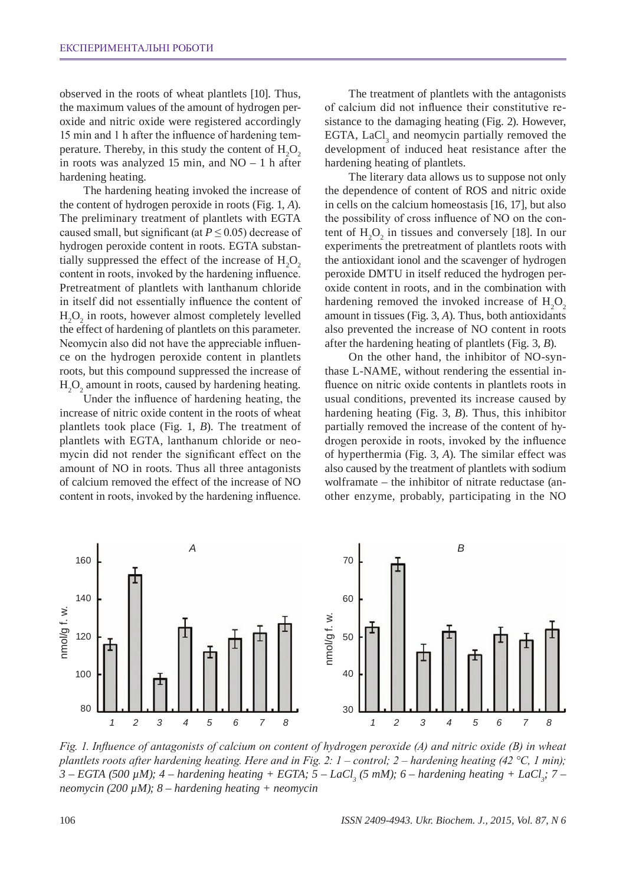observed in the roots of wheat plantlets [10]. Thus, the maximum values of the amount of hydrogen peroxide and nitric oxide were registered accordingly 15 min and 1 h after the influence of hardening temperature. Thereby, in this study the content of $H_2O_2$ in roots was analyzed 15 min, and NO – 1 h after hardening heating.

The hardening heating invoked the increase of the content of hydrogen peroxide in roots (Fig. 1, *A*). The preliminary treatment of plantlets with EGTA caused small, but significant (at $P \leq 0.05$) decrease of hydrogen peroxide content in roots. EGTA substantially suppressed the effect of the increase of $H_2O_2$ content in roots, invoked by the hardening influence. Pretreatment of plantlets with lanthanum chloride in itself did not essentially influence the content of $H_2O_2$ in roots, however almost completely levelled the effect of hardening of plantlets on this parameter. Neomycin also did not have the appreciable influence on the hydrogen peroxide content in plantlets roots, but this compound suppressed the increase of $H_2O_2$ amount in roots, caused by hardening heating.

Under the influence of hardening heating, the increase of nitric oxide content in the roots of wheat plantlets took place (Fig. 1, *B*). The treatment of plantlets with EGTA, lanthanum chloride or neomycin did not render the significant effect on the amount of NO in roots. Thus all three antagonists of calcium removed the effect of the increase of NO content in roots, invoked by the hardening influence.

The treatment of plantlets with the antagonists of calcium did not influence their constitutive resistance to the damaging heating (Fig. 2). However, EGTA, $LaCl_3$ and neomycin partially removed the development of induced heat resistance after the hardening heating of plantlets.

The literary data allows us to suppose not only the dependence of content of ROS and nitric oxide in cells on the calcium homeostasis [16, 17], but also the possibility of cross influence of NO on the content of $H_2O_2$ in tissues and conversely [18]. In our experiments the pretreatment of plantlets roots with the antioxidant ionol and the scavenger of hydrogen peroxide DMTU in itself reduced the hydrogen peroxide content in roots, and in the combination with hardening removed the invoked increase of $H_2O_2$ amount in tissues (Fig. 3, *A*). Thus, both antioxidants also prevented the increase of NO content in roots after the hardening heating of plantlets (Fig. 3, *B*).

On the other hand, the inhibitor of NO-synthase L-NAME, without rendering the essential influence on nitric oxide contents in plantlets roots in usual conditions, prevented its increase caused by hardening heating (Fig. 3, *B*). Thus, this inhibitor partially removed the increase of the content of hydrogen peroxide in roots, invoked by the influence of hyperthermia (Fig. 3, *A*). The similar effect was also caused by the treatment of plantlets with sodium wolframate – the inhibitor of nitrate reductase (another enzyme, probably, participating in the NO

*Fig. 1. Influence of antagonists of calcium on content of hydrogen peroxide (A) and nitric oxide (B) in wheat plantlets roots after hardening heating. Here and in Fig. 2: 1 – control; 2 – hardening heating (42 °C, 1 min); 3 – EGTA (500 μM); 4 – hardening heating + EGTA; 5 – $LaCl_3$ (5 mM); 6 – hardening heating + $LaCl_3$; 7 – neomycin (200 μM); 8 – hardening heating + neomycin*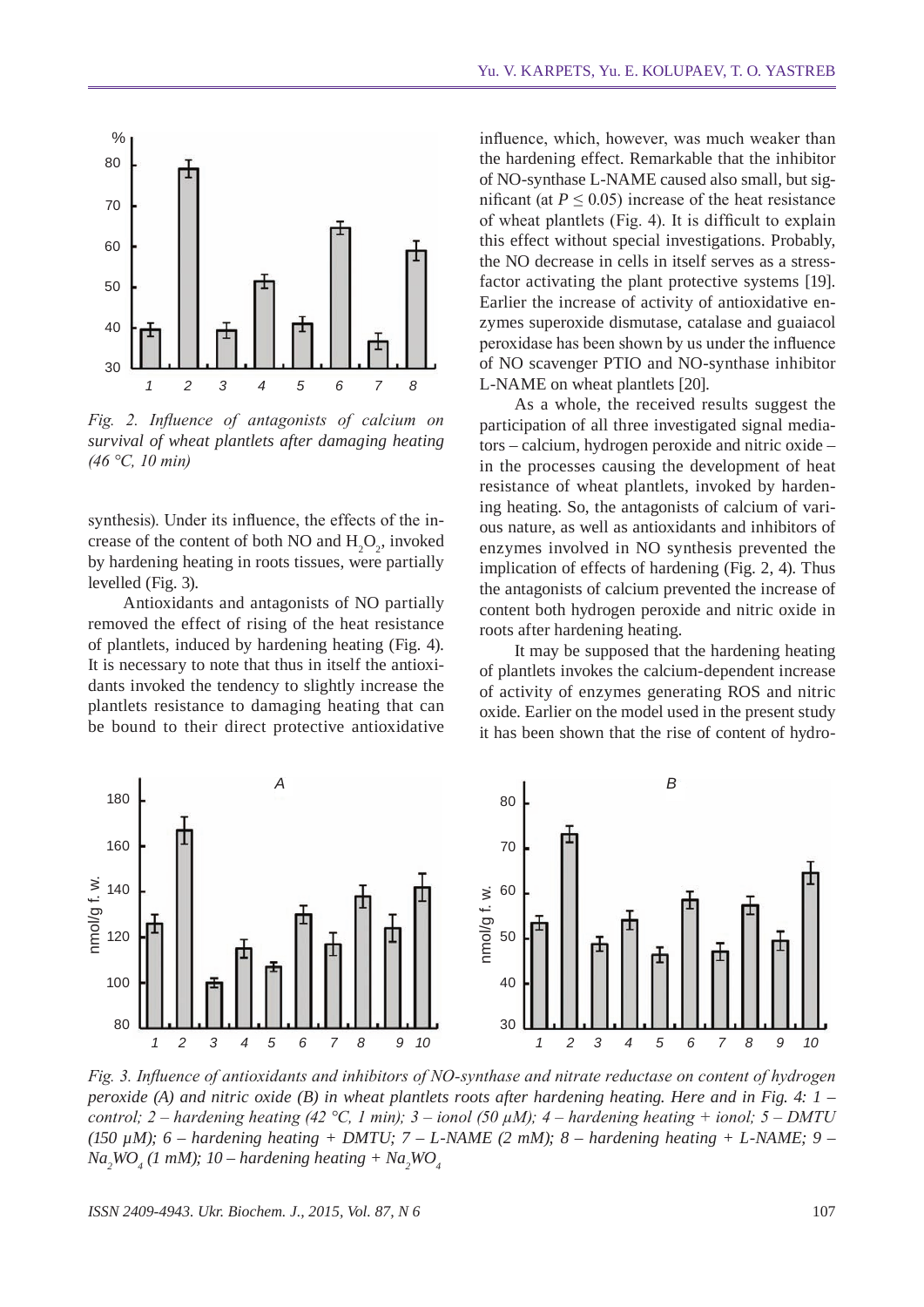*Fig. 2. Influence of antagonists of calcium on survival of wheat plantlets after damaging heating (46 °C, 10 min)*

synthesis). Under its influence, the effects of the increase of the content of both NO and $H_2O_2$, invoked by hardening heating in roots tissues, were partially levelled (Fig. 3).

Antioxidants and antagonists of NO partially removed the effect of rising of the heat resistance of plantlets, induced by hardening heating (Fig. 4). It is necessary to note that thus in itself the antioxidants invoked the tendency to slightly increase the plantlets resistance to damaging heating that can be bound to their direct protective antioxidative influence, which, however, was much weaker than the hardening effect. Remarkable that the inhibitor of NO-synthase L-NAME caused also small, but significant (at $P \leq 0.05$) increase of the heat resistance of wheat plantlets (Fig. 4). It is difficult to explain this effect without special investigations. Probably, the NO decrease in cells in itself serves as a stress-factor activating the plant protective systems [19]. Earlier the increase of activity of antioxidative enzymes superoxide dismutase, catalase and guaiacol peroxidase has been shown by us under the influence of NO scavenger PTIO and NO-synthase inhibitor L-NAME on wheat plantlets [20].

As a whole, the received results suggest the participation of all three investigated signal mediators – calcium, hydrogen peroxide and nitric oxide – in the processes causing the development of heat resistance of wheat plantlets, invoked by hardening heating. So, the antagonists of calcium of various nature, as well as antioxidants and inhibitors of enzymes involved in NO synthesis prevented the implication of effects of hardening (Fig. 2, 4). Thus the antagonists of calcium prevented the increase of content both hydrogen peroxide and nitric oxide in roots after hardening heating.

It may be supposed that the hardening heating of plantlets invokes the calcium-dependent increase of activity of enzymes generating ROS and nitric oxide. Earlier on the model used in the present study it has been shown that the rise of content of hydro-

*Fig. 3. Influence of antioxidants and inhibitors of NO-synthase and nitrate reductase on content of hydrogen peroxide (A) and nitric oxide (B) in wheat plantlets roots after hardening heating. Here and in Fig. 4: 1 – control; 2 – hardening heating (42 °C, 1 min); 3 – ionol (50 μM); 4 – hardening heating + ionol; 5 – DMTU (150 μM); 6 – hardening heating + DMTU; 7 – L-NAME (2 mM); 8 – hardening heating + L-NAME; 9 – $Na_2WO_4$ (1 mM); 10 – hardening heating + $Na_2WO_4$*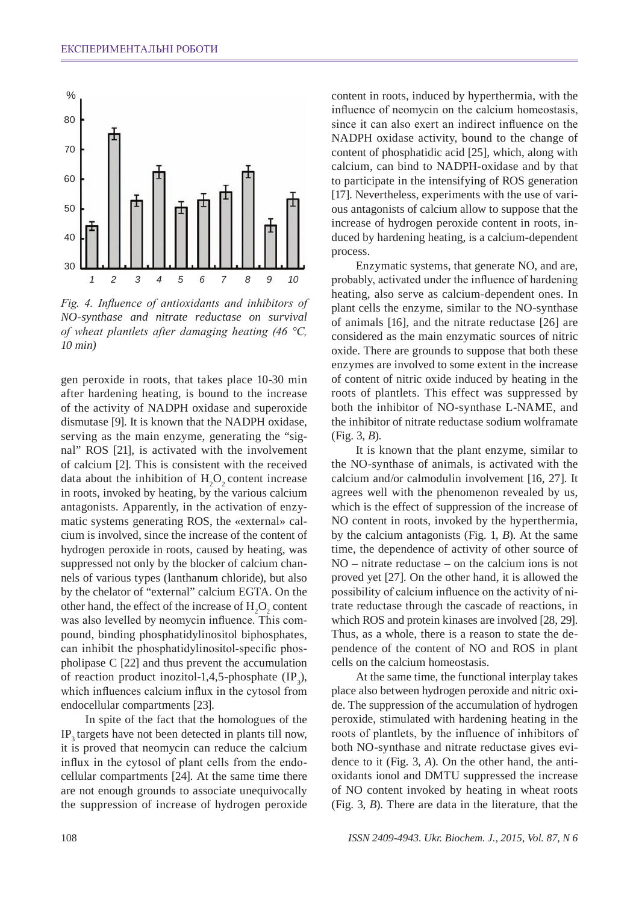*Fig. 4. Influence of antioxidants and inhibitors of NO-synthase and nitrate reductase on survival of wheat plantlets after damaging heating (46 °C, 10 min)*

gen peroxide in roots, that takes place 10-30 min after hardening heating, is bound to the increase of the activity of NADPH oxidase and superoxide dismutase [9]. It is known that the NADPH oxidase, serving as the main enzyme, generating the "signal" ROS [21], is activated with the involvement of calcium [2]. This is consistent with the received data about the inhibition of $H_2O_2$ content increase in roots, invoked by heating, by the various calcium antagonists. Apparently, in the activation of enzymatic systems generating ROS, the «external» calcium is involved, since the increase of the content of hydrogen peroxide in roots, caused by heating, was suppressed not only by the blocker of calcium channels of various types (lanthanum chloride), but also by the chelator of "external" calcium EGTA. On the other hand, the effect of the increase of $H_2O_2$ content was also levelled by neomycin influence. This compound, binding phosphatidylinositol biphosphates, can inhibit the phosphatidylinositol-specific phospholipase C [22] and thus prevent the accumulation of reaction product inozitol-1,4,5-phosphate ($IP_3$), which influences calcium influx in the cytosol from endocellular compartments [23].

In spite of the fact that the homologues of the $IP_3$ targets have not been detected in plants till now, it is proved that neomycin can reduce the calcium influx in the cytosol of plant cells from the endocellular compartments [24]. At the same time there are not enough grounds to associate unequivocally the suppression of increase of hydrogen peroxide content in roots, induced by hyperthermia, with the influence of neomycin on the calcium homeostasis, since it can also exert an indirect influence on the NADPH oxidase activity, bound to the change of content of phosphatidic acid [25], which, along with calcium, can bind to NADPH-oxidase and by that to participate in the intensifying of ROS generation [17]. Nevertheless, experiments with the use of various antagonists of calcium allow to suppose that the increase of hydrogen peroxide content in roots, induced by hardening heating, is a calcium-dependent process.

Enzymatic systems, that generate NO, and are, probably, activated under the influence of hardening heating, also serve as calcium-dependent ones. In plant cells the enzyme, similar to the NO-synthase of animals [16], and the nitrate reductase [26] are considered as the main enzymatic sources of nitric oxide. There are grounds to suppose that both these enzymes are involved to some extent in the increase of content of nitric oxide induced by heating in the roots of plantlets. This effect was suppressed by both the inhibitor of NO-synthase L-NAME, and the inhibitor of nitrate reductase sodium wolframate (Fig. 3, *B*).

It is known that the plant enzyme, similar to the NO-synthase of animals, is activated with the calcium and/or calmodulin involvement [16, 27]. It agrees well with the phenomenon revealed by us, which is the effect of suppression of the increase of NO content in roots, invoked by the hyperthermia, by the calcium antagonists (Fig. 1, *B*). At the same time, the dependence of activity of other source of NO – nitrate reductase – on the calcium ions is not proved yet [27]. On the other hand, it is allowed the possibility of calcium influence on the activity of nitrate reductase through the cascade of reactions, in which ROS and protein kinases are involved [28, 29]. Thus, as a whole, there is a reason to state the dependence of the content of NO and ROS in plant cells on the calcium homeostasis.

At the same time, the functional interplay takes place also between hydrogen peroxide and nitric oxide. The suppression of the accumulation of hydrogen peroxide, stimulated with hardening heating in the roots of plantlets, by the influence of inhibitors of both NO-synthase and nitrate reductase gives evidence to it (Fig. 3, *A*). On the other hand, the antioxidants ionol and DMTU suppressed the increase of NO content invoked by heating in wheat roots (Fig. 3, *B*). There are data in the literature, that the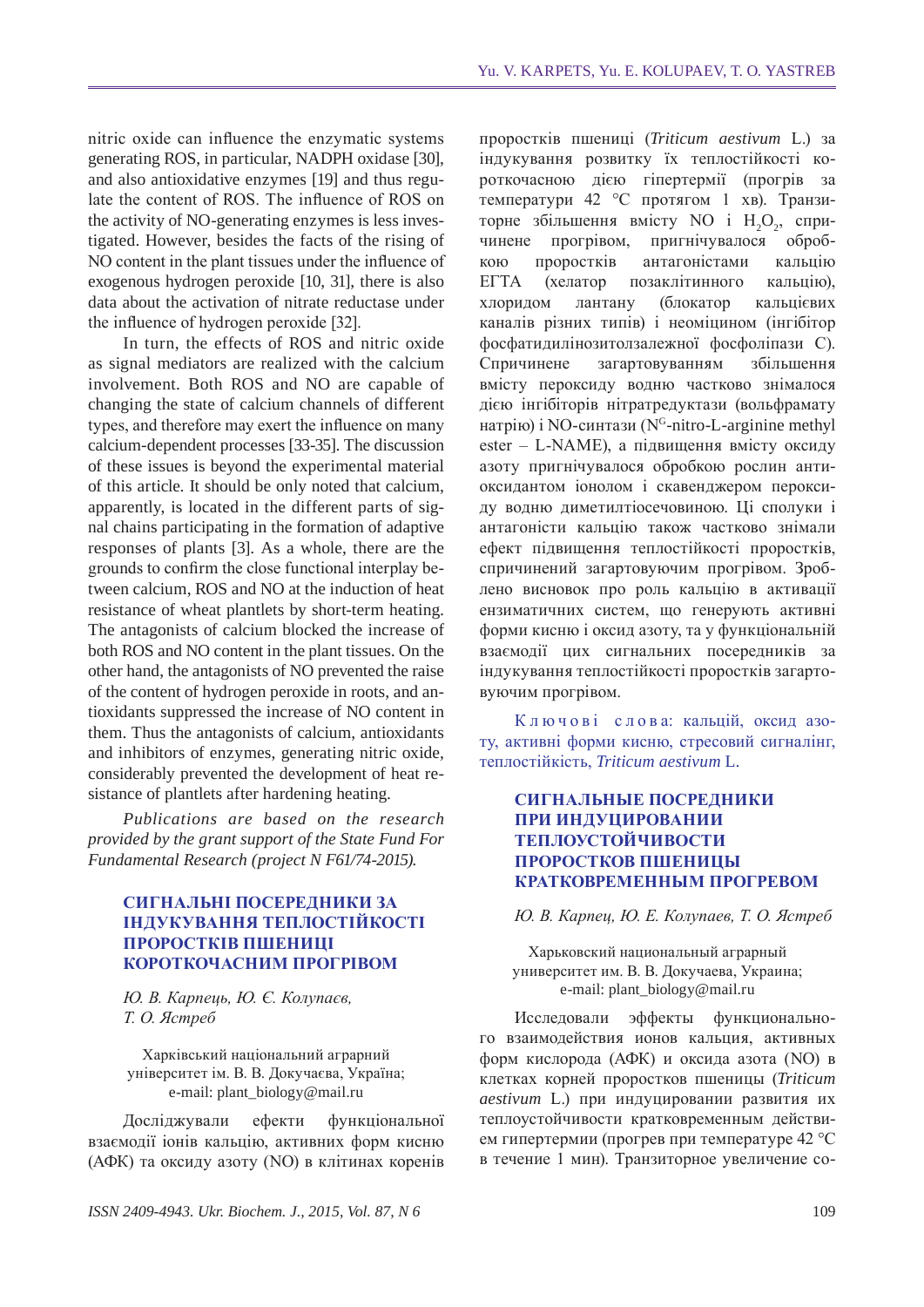nitric oxide can influence the enzymatic systems generating ROS, in particular, NADPH oxidase [30], and also antioxidative enzymes [19] and thus regulate the content of ROS. The influence of ROS on the activity of NO-generating enzymes is less investigated. However, besides the facts of the rising of NO content in the plant tissues under the influence of exogenous hydrogen peroxide [10, 31], there is also data about the activation of nitrate reductase under the influence of hydrogen peroxide [32].

In turn, the effects of ROS and nitric oxide as signal mediators are realized with the calcium involvement. Both ROS and NO are capable of changing the state of calcium channels of different types, and therefore may exert the influence on many calcium-dependent processes [33-35]. The discussion of these issues is beyond the experimental material of this article. It should be only noted that calcium, apparently, is located in the different parts of signal chains participating in the formation of adaptive responses of plants [3]. As a whole, there are the grounds to confirm the close functional interplay between calcium, ROS and NO at the induction of heat resistance of wheat plantlets by short-term heating. The antagonists of calcium blocked the increase of both ROS and NO content in the plant tissues. On the other hand, the antagonists of NO prevented the raise of the content of hydrogen peroxide in roots, and antioxidants suppressed the increase of NO content in them. Thus the antagonists of calcium, antioxidants and inhibitors of enzymes, generating nitric oxide, considerably prevented the development of heat resistance of plantlets after hardening heating.

*Publications are based on the research provided by the grant support of the State Fund For Fundamental Research (project N F61/74-2015).*

## СИГНАЛЬНІ ПОСЕРЕДНИКИ ЗА ІНДУКУВАННЯ ТЕПЛОСТІЙКОСТІ ПРОРОСТКІВ ПШЕНИЦІ КОРОТКОЧАСНИМ ПРОГРІВОМ

*Ю. В. Карпець, Ю. Є. Колупаєв, Т. О. Ястреб*

Харківський національний аграрний університет ім. В. В. Докучаєва, Україна;
e-mail: plant_biology@mail.ru

Досліджували ефекти функціональної взаємодії іонів кальцію, активних форм кисню (АФК) та оксиду азоту (NO) в клітинах коренів проростків пшениці (*Triticum aestivum* L.) за індукування розвитку їх теплостійкості короткочасною дією гіпертермії (прогрів за температури 42 °С протягом 1 хв). Транзиторне збільшення вмісту NO і $H_2O_2$, спричинене прогрівом, пригнічувалося обробкою проростків антагоністами кальцію ЕГТА (хелатор позаклітинного кальцію), хлоридом лантану (блокатор кальцієвих каналів різних типів) і неоміцином (інгібітор фосфатидилінозитолзалежної фосфоліпази С). Спричинене загартовуванням збільшення вмісту пероксиду водню частково знімалося дією інгібіторів нітратредуктази (вольфрамату натрію) і NO-синтази ($N^G$-nitro-L-arginine methyl ester – L-NAME), а підвищення вмісту оксиду азоту пригнічувалося обробкою рослин антиоксидантом іонолом і скавенджером пероксиду водню диметилтіосечовиною. Ці сполуки і антагоністи кальцію також частково знімали ефект підвищення теплостійкості проростків, спричинений загартовуючим прогрівом. Зроблено висновок про роль кальцію в активації ензиматичних систем, що генерують активні форми кисню і оксид азоту, та у функціональній взаємодії цих сигнальних посередників за індукування теплостійкості проростків загартовуючим прогрівом.

Ключові слова: кальцій, оксид азоту, активні форми кисню, стресовий сигналінг, теплостійкість, *Triticum aestivum* L.

## СИГНАЛЬНЫЕ ПОСРЕДНИКИ ПРИ ИНДУЦИРОВАНИИ ТЕПЛОУСТОЙЧИВОСТИ ПРОРОСТКОВ ПШЕНИЦЫ КРАТКОВРЕМЕННЫМ ПРОГРЕВОМ

*Ю. В. Карпец, Ю. Е. Колупаев, Т. О. Ястреб*

Харьковский национальный аграрный университет им. В. В. Докучаева, Украина;
e-mail: plant_biology@mail.ru

Исследовали эффекты функционального взаимодействия ионов кальция, активных форм кислорода (АФК) и оксида азота (NO) в клетках корней проростков пшеницы (*Triticum aestivum* L.) при индуцировании развития их теплоустойчивости кратковременным действием гипертермии (прогрев при температуре 42 °С в течение 1 мин). Транзиторное увеличение со-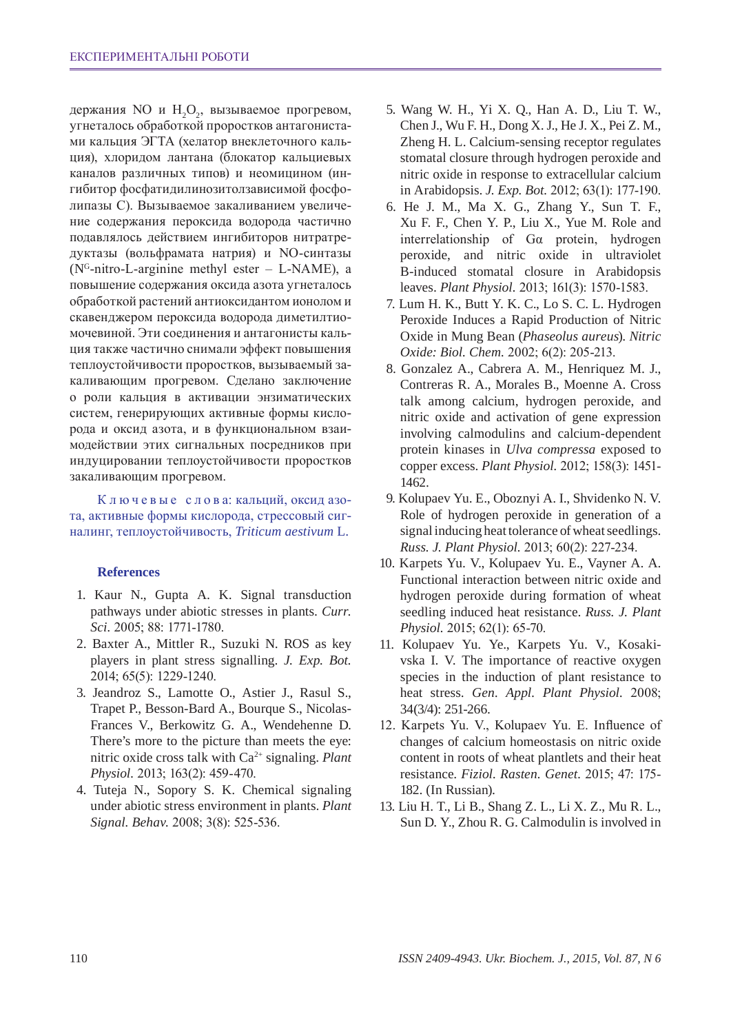держания NO и $H_2O_2$, вызываемое прогревом, угнеталось обработкой проростков антагонистами кальция ЭГТА (хелатор внеклеточного кальция), хлоридом лантана (блокатор кальциевых каналов различных типов) и неомицином (ингибитор фосфатидилинозитолзависимой фосфолипазы C). Вызываемое закаливанием увеличение содержания пероксида водорода частично подавлялось действием ингибиторов нитратредуктазы (вольфрамата натрия) и NO-синтазы ($N^G$-nitro-L-arginine methyl ester – L-NAME), а повышение содержания оксида азота угнеталось обработкой растений антиоксидантом ионолом и скавенджером пероксида водорода диметилтиомочевиной. Эти соединения и антагонисты кальция также частично снимали эффект повышения теплоустойчивости проростков, вызываемый закаливающим прогревом. Сделано заключение о роли кальция в активации энзиматических систем, генерирующих активные формы кислорода и оксид азота, и в функциональном взаимодействии этих сигнальных посредников при индуцировании теплоустойчивости проростков закаливающим прогревом.

Ключевые слова: кальций, оксид азота, активные формы кислорода, стрессовый сигналинг, теплоустойчивость, *Triticum aestivum* L.

## References

1. Kaur N., Gupta A. K. Signal transduction pathways under abiotic stresses in plants. *Curr. Sci.* 2005; 88: 1771-1780.
2. Baxter A., Mittler R., Suzuki N. ROS as key players in plant stress signalling. *J. Exp. Bot.* 2014; 65(5): 1229-1240.
3. Jeandroz S., Lamotte O., Astier J., Rasul S., Trapet P., Besson-Bard A., Bourque S., Nicolas-Frances V., Berkowitz G. A., Wendehenne D. There's more to the picture than meets the eye: nitric oxide cross talk with $Ca^{2+}$ signaling. *Plant Physiol.* 2013; 163(2): 459-470.
4. Tuteja N., Sopory S. K. Chemical signaling under abiotic stress environment in plants. *Plant Signal. Behav.* 2008; 3(8): 525-536.
5. Wang W. H., Yi X. Q., Han A. D., Liu T. W., Chen J., Wu F. H., Dong X. J., He J. X., Pei Z. M., Zheng H. L. Calcium-sensing receptor regulates stomatal closure through hydrogen peroxide and nitric oxide in response to extracellular calcium in Arabidopsis. *J. Exp. Bot.* 2012; 63(1): 177-190.
6. He J. M., Ma X. G., Zhang Y., Sun T. F., Xu F. F., Chen Y. P., Liu X., Yue M. Role and interrelationship of Gα protein, hydrogen peroxide, and nitric oxide in ultraviolet B-induced stomatal closure in Arabidopsis leaves. *Plant Physiol.* 2013; 161(3): 1570-1583.
7. Lum H. K., Butt Y. K. C., Lo S. C. L. Hydrogen Peroxide Induces a Rapid Production of Nitric Oxide in Mung Bean (*Phaseolus aureus*). *Nitric Oxide: Biol. Chem.* 2002; 6(2): 205-213.
8. Gonzalez A., Cabrera A. M., Henriquez M. J., Contreras R. A., Morales B., Moenne A. Cross talk among calcium, hydrogen peroxide, and nitric oxide and activation of gene expression involving calmodulins and calcium-dependent protein kinases in *Ulva compressa* exposed to copper excess. *Plant Physiol.* 2012; 158(3): 1451-1462.
9. Kolupaev Yu. E., Oboznyi A. I., Shvidenko N. V. Role of hydrogen peroxide in generation of a signal inducing heat tolerance of wheat seedlings. *Russ. J. Plant Physiol.* 2013; 60(2): 227-234.
10. Karpets Yu. V., Kolupaev Yu. E., Vayner A. A. Functional interaction between nitric oxide and hydrogen peroxide during formation of wheat seedling induced heat resistance. *Russ. J. Plant Physiol.* 2015; 62(1): 65-70.
11. Kolupaev Yu. Ye., Karpets Yu. V., Kosakivska I. V. The importance of reactive oxygen species in the induction of plant resistance to heat stress. *Gen. Appl. Plant Physiol.* 2008; 34(3/4): 251-266.
12. Karpets Yu. V., Kolupaev Yu. E. Influence of changes of calcium homeostasis on nitric oxide content in roots of wheat plantlets and their heat resistance. *Fiziol. Rasten. Genet.* 2015; 47: 175-182. (In Russian).
13. Liu H. T., Li B., Shang Z. L., Li X. Z., Mu R. L., Sun D. Y., Zhou R. G. Calmodulin is involved in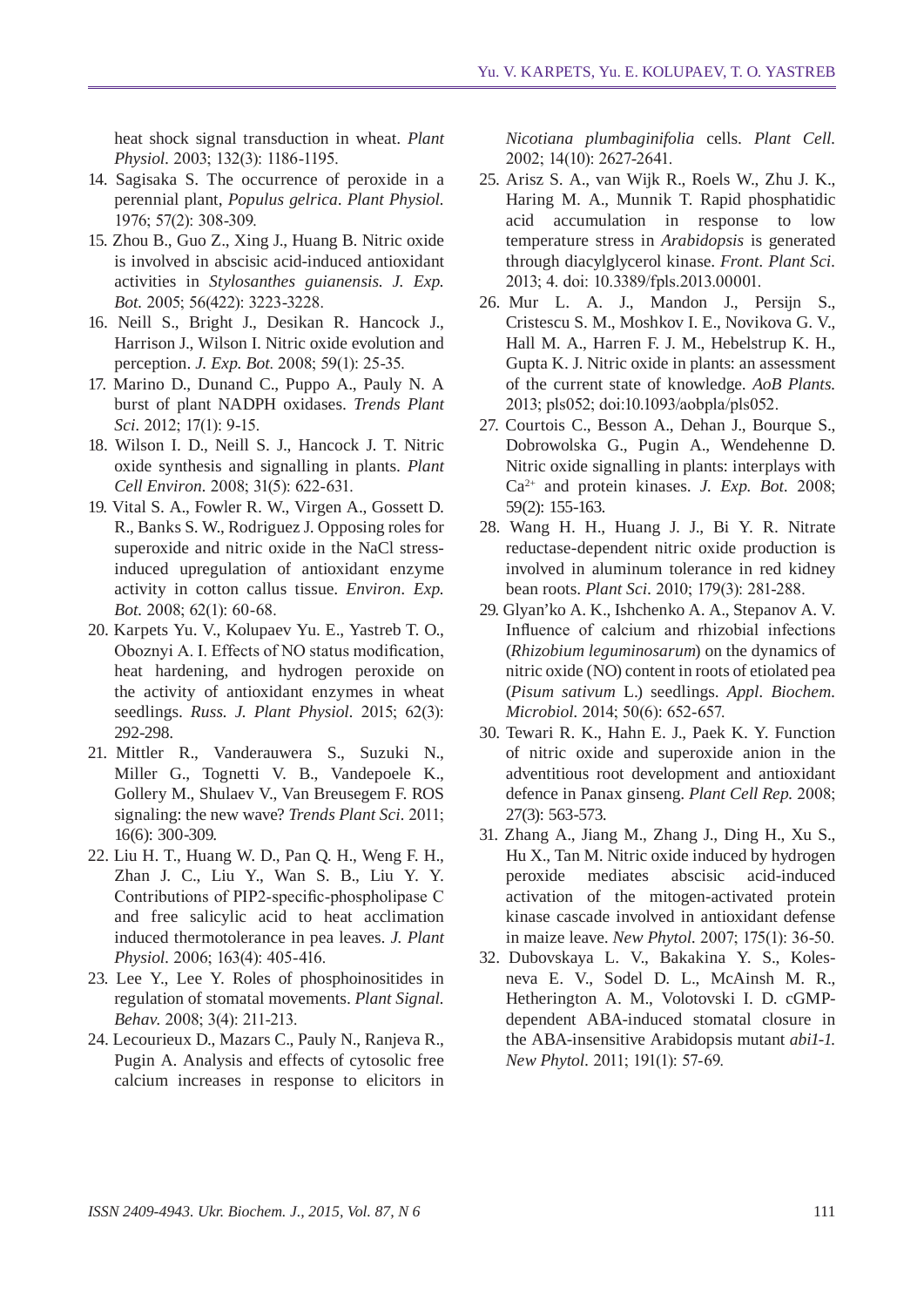heat shock signal transduction in wheat. *Plant Physiol.* 2003; 132(3): 1186-1195.

14. Sagisaka S. The occurrence of peroxide in a perennial plant, *Populus gelrica*. *Plant Physiol.* 1976; 57(2): 308-309.
15. Zhou B., Guo Z., Xing J., Huang B. Nitric oxide is involved in abscisic acid-induced antioxidant activities in *Stylosanthes guianensis*. *J. Exp. Bot.* 2005; 56(422): 3223-3228.
16. Neill S., Bright J., Desikan R. Hancock J., Harrison J., Wilson I. Nitric oxide evolution and perception. *J. Exp. Bot.* 2008; 59(1): 25-35.
17. Marino D., Dunand C., Puppo A., Pauly N. A burst of plant NADPH oxidases. *Trends Plant Sci.* 2012; 17(1): 9-15.
18. Wilson I. D., Neill S. J., Hancock J. T. Nitric oxide synthesis and signalling in plants. *Plant Cell Environ.* 2008; 31(5): 622-631.
19. Vital S. A., Fowler R. W., Virgen A., Gossett D. R., Banks S. W., Rodriguez J. Opposing roles for superoxide and nitric oxide in the NaCl stress-induced upregulation of antioxidant enzyme activity in cotton callus tissue. *Environ. Exp. Bot.* 2008; 62(1): 60-68.
20. Karpets Yu. V., Kolupaev Yu. E., Yastreb T. O., Oboznyi A. I. Effects of NO status modification, heat hardening, and hydrogen peroxide on the activity of antioxidant enzymes in wheat seedlings. *Russ. J. Plant Physiol.* 2015; 62(3): 292-298.
21. Mittler R., Vanderauwera S., Suzuki N., Miller G., Tognetti V. B., Vandepoele K., Gollery M., Shulaev V., Van Breusegem F. ROS signaling: the new wave? *Trends Plant Sci.* 2011; 16(6): 300-309.
22. Liu H. T., Huang W. D., Pan Q. H., Weng F. H., Zhan J. C., Liu Y., Wan S. B., Liu Y. Y. Contributions of PIP2-specific-phospholipase C and free salicylic acid to heat acclimation induced thermotolerance in pea leaves. *J. Plant Physiol.* 2006; 163(4): 405-416.
23. Lee Y., Lee Y. Roles of phosphoinositides in regulation of stomatal movements. *Plant Signal. Behav.* 2008; 3(4): 211-213.
24. Lecourieux D., Mazars C., Pauly N., Ranjeva R., Pugin A. Analysis and effects of cytosolic free calcium increases in response to elicitors in *Nicotiana plumbaginifolia* cells. *Plant Cell.* 2002; 14(10): 2627-2641.
25. Arisz S. A., van Wijk R., Roels W., Zhu J. K., Haring M. A., Munnik T. Rapid phosphatidic acid accumulation in response to low temperature stress in *Arabidopsis* is generated through diacylglycerol kinase. *Front. Plant Sci.* 2013; 4. doi: 10.3389/fpls.2013.00001.
26. Mur L. A. J., Mandon J., Persijn S., Cristescu S. M., Moshkov I. E., Novikova G. V., Hall M. A., Harren F. J. M., Hebelstrup K. H., Gupta K. J. Nitric oxide in plants: an assessment of the current state of knowledge. *AoB Plants.* 2013; pls052; doi:10.1093/aobpla/pls052.
27. Courtois C., Besson A., Dehan J., Bourque S., Dobrowolska G., Pugin A., Wendehenne D. Nitric oxide signalling in plants: interplays with $Ca^{2+}$ and protein kinases. *J. Exp. Bot.* 2008; 59(2): 155-163.
28. Wang H. H., Huang J. J., Bi Y. R. Nitrate reductase-dependent nitric oxide production is involved in aluminum tolerance in red kidney bean roots. *Plant Sci.* 2010; 179(3): 281-288.
29. Glyan'ko A. K., Ishchenko A. A., Stepanov A. V. Influence of calcium and rhizobial infections (*Rhizobium leguminosarum*) on the dynamics of nitric oxide (NO) content in roots of etiolated pea (*Pisum sativum* L.) seedlings. *Appl. Biochem. Microbiol.* 2014; 50(6): 652-657.
30. Tewari R. K., Hahn E. J., Paek K. Y. Function of nitric oxide and superoxide anion in the adventitious root development and antioxidant defence in Panax ginseng. *Plant Cell Rep.* 2008; 27(3): 563-573.
31. Zhang A., Jiang M., Zhang J., Ding H., Xu S., Hu X., Tan M. Nitric oxide induced by hydrogen peroxide mediates abscisic acid-induced activation of the mitogen-activated protein kinase cascade involved in antioxidant defense in maize leave. *New Phytol.* 2007; 175(1): 36-50.
32. Dubovskaya L. V., Bakakina Y. S., Kolesneva E. V., Sodel D. L., McAinsh M. R., Hetherington A. M., Volotovski I. D. cGMP-dependent ABA-induced stomatal closure in the ABA-insensitive Arabidopsis mutant *abi1-1*. *New Phytol.* 2011; 191(1): 57-69.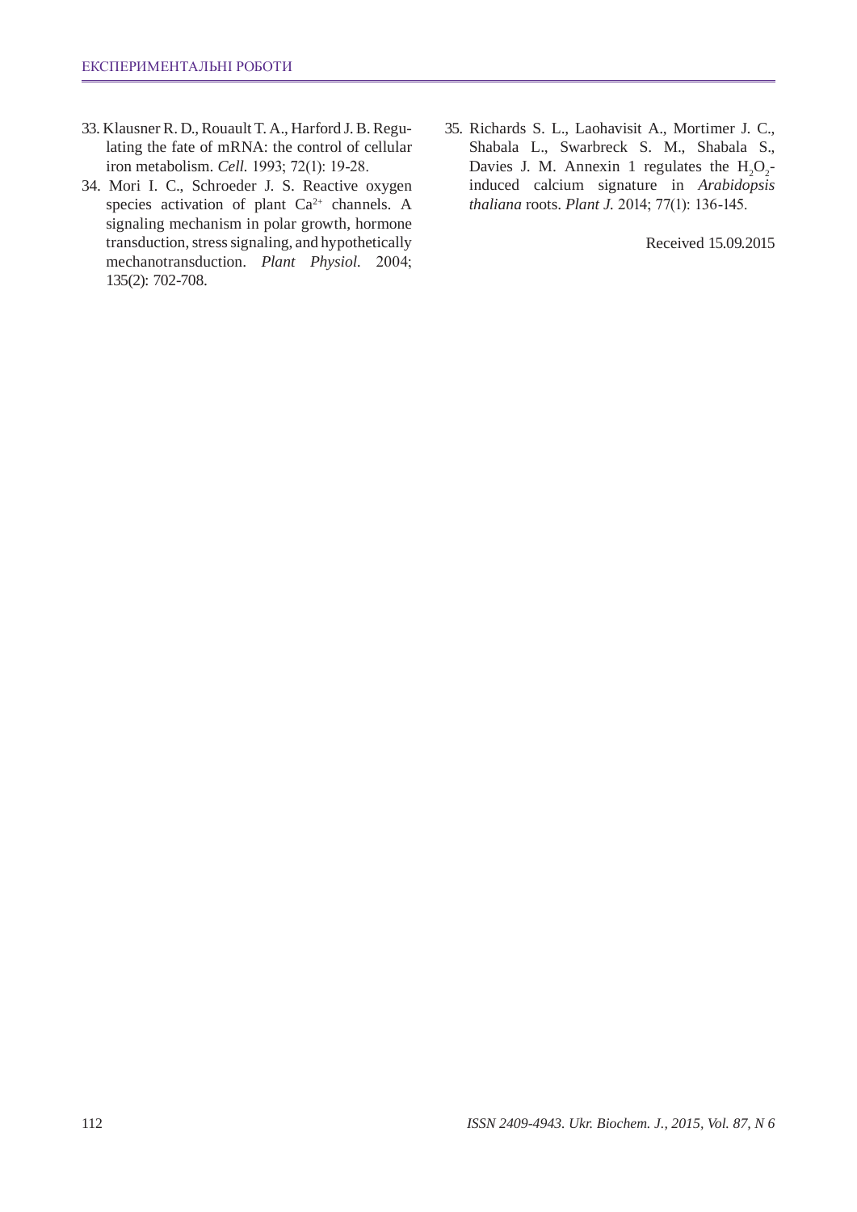33. Klausner R. D., Rouault T. A., Harford J. B. Regulating the fate of mRNA: the control of cellular iron metabolism. *Cell.* 1993; 72(1): 19-28.
34. Mori I. C., Schroeder J. S. Reactive oxygen species activation of plant $Ca^{2+}$ channels. A signaling mechanism in polar growth, hormone transduction, stress signaling, and hypothetically mechanotransduction. *Plant Physiol.* 2004; 135(2): 702-708.
35. Richards S. L., Laohavisit A., Mortimer J. C., Shabala L., Swarbreck S. M., Shabala S., Davies J. M. Annexin 1 regulates the $H_2O_2$-induced calcium signature in *Arabidopsis thaliana* roots. *Plant J.* 2014; 77(1): 136-145.

Received 15.09.2015